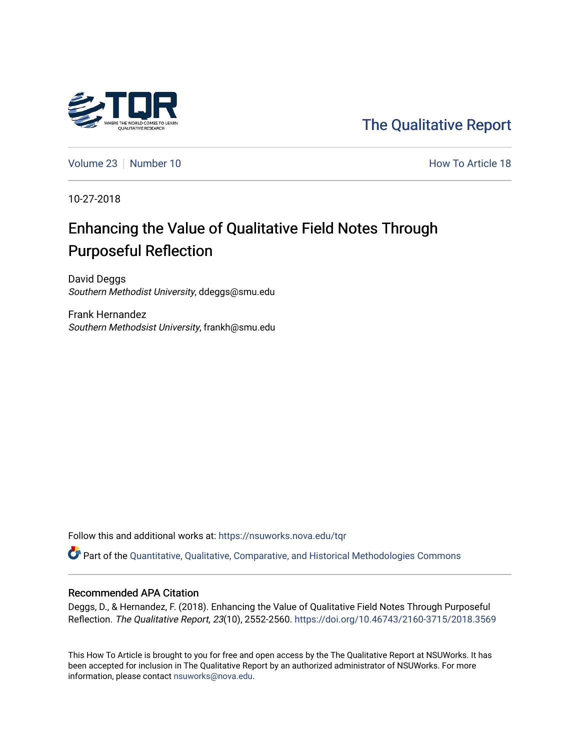The Qualitative Report

Volume 23 | Number 10 | How To Article 18

10-27-2018

# Enhancing the Value of Qualitative Field Notes Through Purposeful Reflection

David Deggs
*Southern Methodist University*, ddeggs@smu.edu

Frank Hernandez
*Southern Methodsist University*, frankh@smu.edu

Follow this and additional works at: https://nsuworks.nova.edu/tqr

Part of the Quantitative, Qualitative, Comparative, and Historical Methodologies Commons

## Recommended APA Citation

Deggs, D., & Hernandez, F. (2018). Enhancing the Value of Qualitative Field Notes Through Purposeful Reflection. *The Qualitative Report*, *23*(10), 2552-2560. https://doi.org/10.46743/2160-3715/2018.3569

This How To Article is brought to you for free and open access by the The Qualitative Report at NSUWorks. It has been accepted for inclusion in The Qualitative Report by an authorized administrator of NSUWorks. For more information, please contact nsuworks@nova.edu.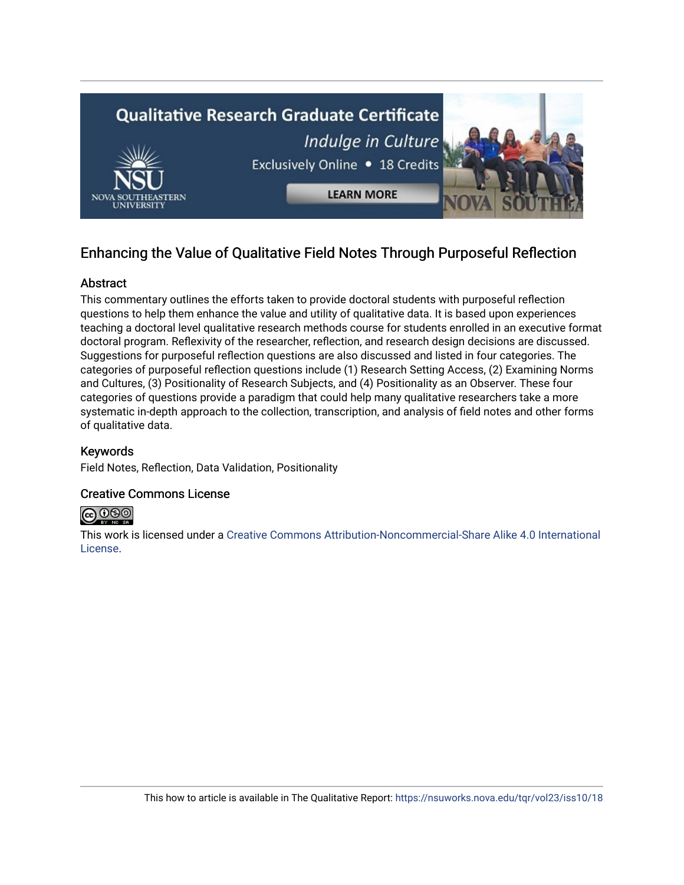## Enhancing the Value of Qualitative Field Notes Through Purposeful Reflection

### Abstract

This commentary outlines the efforts taken to provide doctoral students with purposeful reflection questions to help them enhance the value and utility of qualitative data. It is based upon experiences teaching a doctoral level qualitative research methods course for students enrolled in an executive format doctoral program. Reflexivity of the researcher, reflection, and research design decisions are discussed. Suggestions for purposeful reflection questions are also discussed and listed in four categories. The categories of purposeful reflection questions include (1) Research Setting Access, (2) Examining Norms and Cultures, (3) Positionality of Research Subjects, and (4) Positionality as an Observer. These four categories of questions provide a paradigm that could help many qualitative researchers take a more systematic in-depth approach to the collection, transcription, and analysis of field notes and other forms of qualitative data.

### Keywords

Field Notes, Reflection, Data Validation, Positionality

### Creative Commons License

This work is licensed under a Creative Commons Attribution-Noncommercial-Share Alike 4.0 International License.

This how to article is available in The Qualitative Report: https://nsuworks.nova.edu/tqr/vol23/iss10/18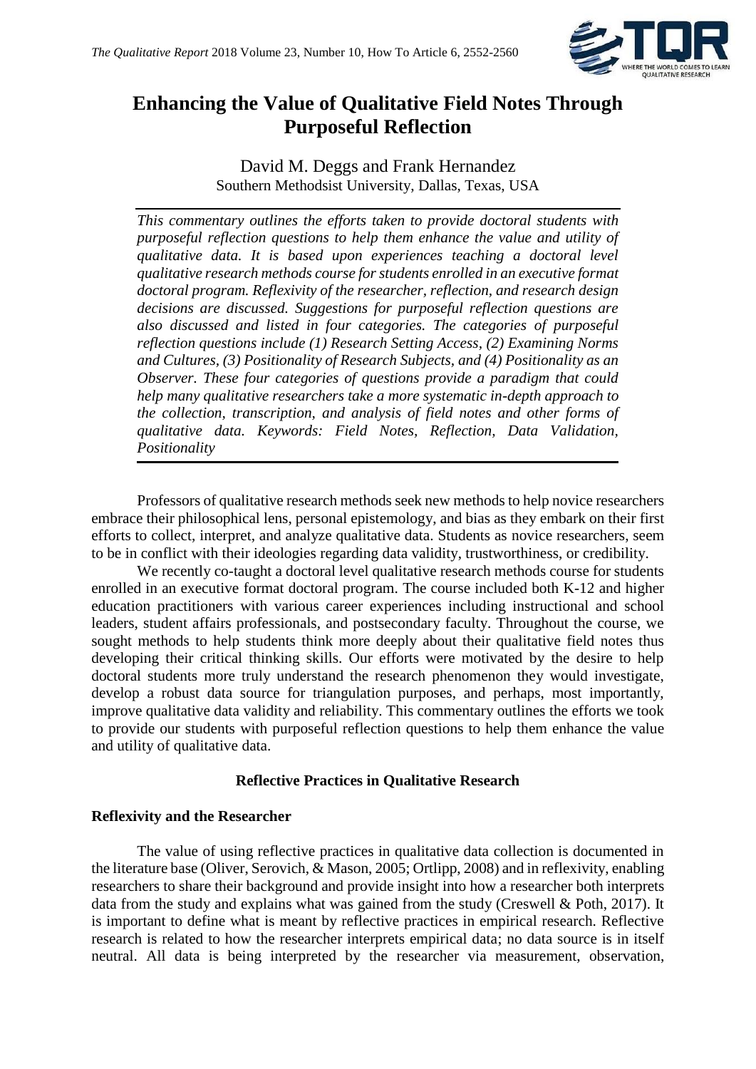# Enhancing the Value of Qualitative Field Notes Through Purposeful Reflection

David M. Deggs and Frank Hernandez
Southern Methodsist University, Dallas, Texas, USA

*This commentary outlines the efforts taken to provide doctoral students with purposeful reflection questions to help them enhance the value and utility of qualitative data. It is based upon experiences teaching a doctoral level qualitative research methods course for students enrolled in an executive format doctoral program. Reflexivity of the researcher, reflection, and research design decisions are discussed. Suggestions for purposeful reflection questions are also discussed and listed in four categories. The categories of purposeful reflection questions include (1) Research Setting Access, (2) Examining Norms and Cultures, (3) Positionality of Research Subjects, and (4) Positionality as an Observer. These four categories of questions provide a paradigm that could help many qualitative researchers take a more systematic in-depth approach to the collection, transcription, and analysis of field notes and other forms of qualitative data. Keywords: Field Notes, Reflection, Data Validation, Positionality*

Professors of qualitative research methods seek new methods to help novice researchers embrace their philosophical lens, personal epistemology, and bias as they embark on their first efforts to collect, interpret, and analyze qualitative data. Students as novice researchers, seem to be in conflict with their ideologies regarding data validity, trustworthiness, or credibility.

We recently co-taught a doctoral level qualitative research methods course for students enrolled in an executive format doctoral program. The course included both K-12 and higher education practitioners with various career experiences including instructional and school leaders, student affairs professionals, and postsecondary faculty. Throughout the course, we sought methods to help students think more deeply about their qualitative field notes thus developing their critical thinking skills. Our efforts were motivated by the desire to help doctoral students more truly understand the research phenomenon they would investigate, develop a robust data source for triangulation purposes, and perhaps, most importantly, improve qualitative data validity and reliability. This commentary outlines the efforts we took to provide our students with purposeful reflection questions to help them enhance the value and utility of qualitative data.

## Reflective Practices in Qualitative Research

### Reflexivity and the Researcher

The value of using reflective practices in qualitative data collection is documented in the literature base (Oliver, Serovich, & Mason, 2005; Ortlipp, 2008) and in reflexivity, enabling researchers to share their background and provide insight into how a researcher both interprets data from the study and explains what was gained from the study (Creswell & Poth, 2017). It is important to define what is meant by reflective practices in empirical research. Reflective research is related to how the researcher interprets empirical data; no data source is in itself neutral. All data is being interpreted by the researcher via measurement, observation,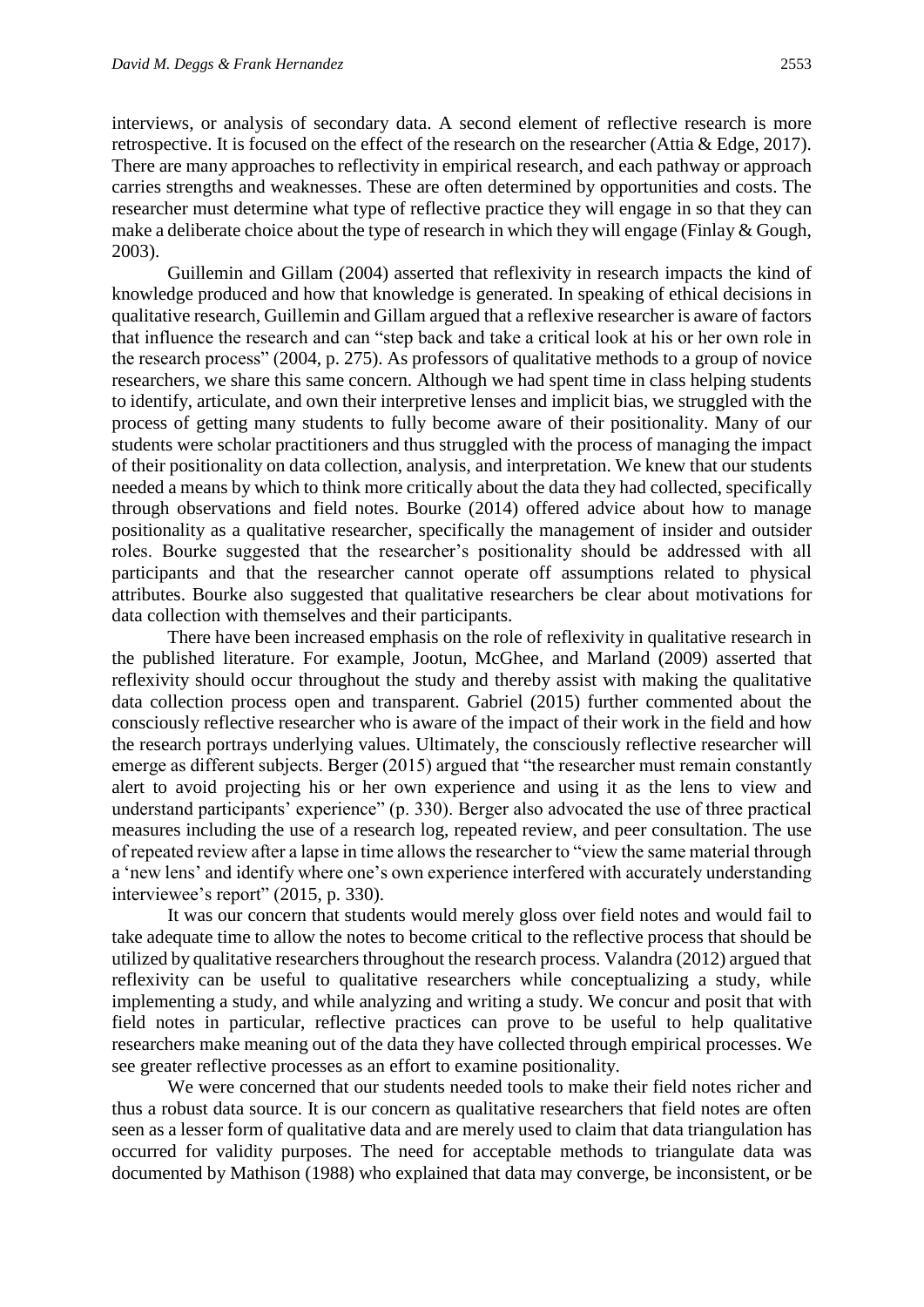interviews, or analysis of secondary data. A second element of reflective research is more retrospective. It is focused on the effect of the research on the researcher (Attia & Edge, 2017). There are many approaches to reflectivity in empirical research, and each pathway or approach carries strengths and weaknesses. These are often determined by opportunities and costs. The researcher must determine what type of reflective practice they will engage in so that they can make a deliberate choice about the type of research in which they will engage (Finlay & Gough, 2003).

Guillemin and Gillam (2004) asserted that reflexivity in research impacts the kind of knowledge produced and how that knowledge is generated. In speaking of ethical decisions in qualitative research, Guillemin and Gillam argued that a reflexive researcher is aware of factors that influence the research and can "step back and take a critical look at his or her own role in the research process" (2004, p. 275). As professors of qualitative methods to a group of novice researchers, we share this same concern. Although we had spent time in class helping students to identify, articulate, and own their interpretive lenses and implicit bias, we struggled with the process of getting many students to fully become aware of their positionality. Many of our students were scholar practitioners and thus struggled with the process of managing the impact of their positionality on data collection, analysis, and interpretation. We knew that our students needed a means by which to think more critically about the data they had collected, specifically through observations and field notes. Bourke (2014) offered advice about how to manage positionality as a qualitative researcher, specifically the management of insider and outsider roles. Bourke suggested that the researcher's positionality should be addressed with all participants and that the researcher cannot operate off assumptions related to physical attributes. Bourke also suggested that qualitative researchers be clear about motivations for data collection with themselves and their participants.

There have been increased emphasis on the role of reflexivity in qualitative research in the published literature. For example, Jootun, McGhee, and Marland (2009) asserted that reflexivity should occur throughout the study and thereby assist with making the qualitative data collection process open and transparent. Gabriel (2015) further commented about the consciously reflective researcher who is aware of the impact of their work in the field and how the research portrays underlying values. Ultimately, the consciously reflective researcher will emerge as different subjects. Berger (2015) argued that "the researcher must remain constantly alert to avoid projecting his or her own experience and using it as the lens to view and understand participants' experience" (p. 330). Berger also advocated the use of three practical measures including the use of a research log, repeated review, and peer consultation. The use of repeated review after a lapse in time allows the researcher to "view the same material through a 'new lens' and identify where one's own experience interfered with accurately understanding interviewee's report" (2015, p. 330).

It was our concern that students would merely gloss over field notes and would fail to take adequate time to allow the notes to become critical to the reflective process that should be utilized by qualitative researchers throughout the research process. Valandra (2012) argued that reflexivity can be useful to qualitative researchers while conceptualizing a study, while implementing a study, and while analyzing and writing a study. We concur and posit that with field notes in particular, reflective practices can prove to be useful to help qualitative researchers make meaning out of the data they have collected through empirical processes. We see greater reflective processes as an effort to examine positionality.

We were concerned that our students needed tools to make their field notes richer and thus a robust data source. It is our concern as qualitative researchers that field notes are often seen as a lesser form of qualitative data and are merely used to claim that data triangulation has occurred for validity purposes. The need for acceptable methods to triangulate data was documented by Mathison (1988) who explained that data may converge, be inconsistent, or be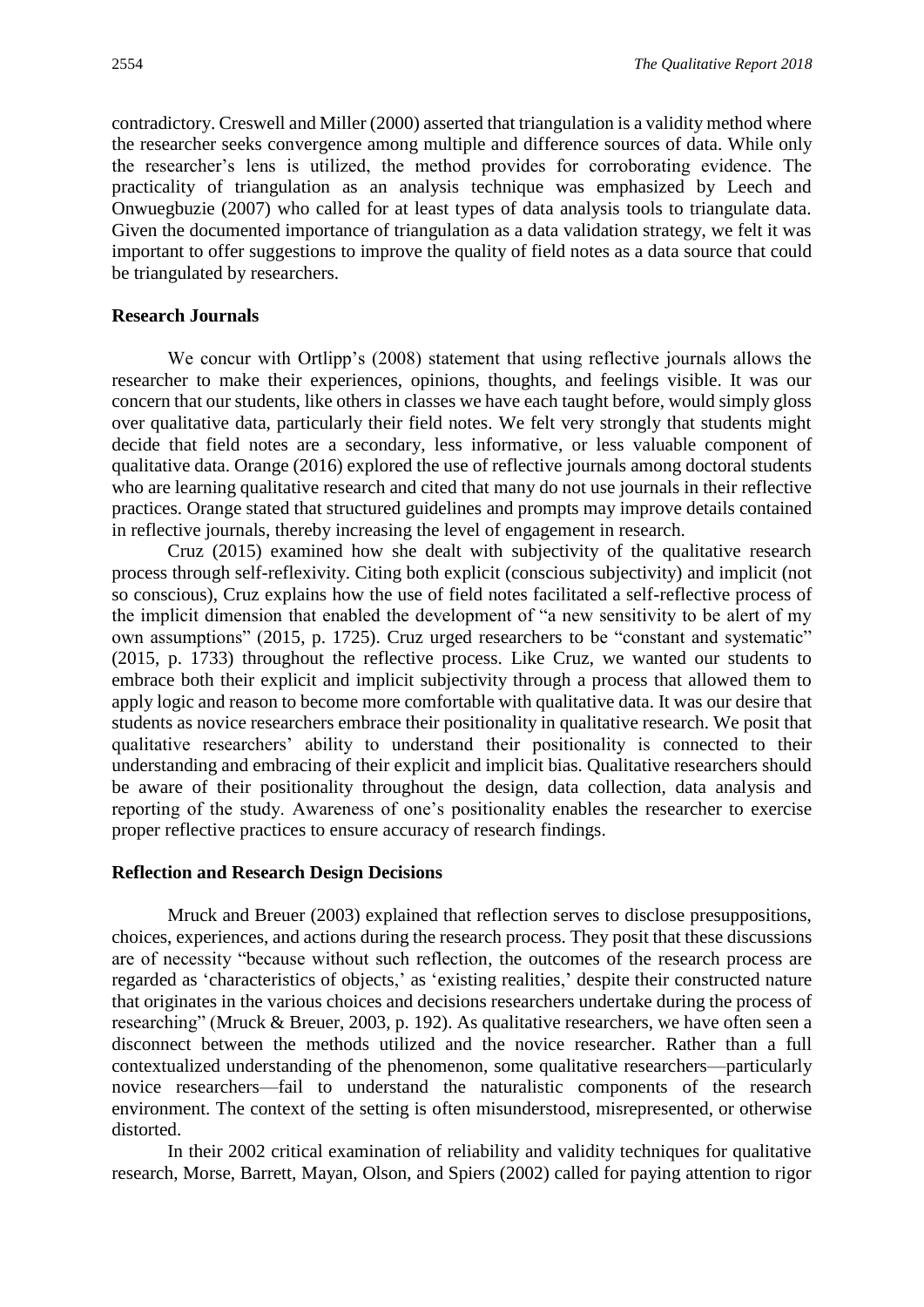contradictory. Creswell and Miller (2000) asserted that triangulation is a validity method where the researcher seeks convergence among multiple and difference sources of data. While only the researcher's lens is utilized, the method provides for corroborating evidence. The practicality of triangulation as an analysis technique was emphasized by Leech and Onwuegbuzie (2007) who called for at least types of data analysis tools to triangulate data. Given the documented importance of triangulation as a data validation strategy, we felt it was important to offer suggestions to improve the quality of field notes as a data source that could be triangulated by researchers.

**Research Journals**

We concur with Ortlipp's (2008) statement that using reflective journals allows the researcher to make their experiences, opinions, thoughts, and feelings visible. It was our concern that our students, like others in classes we have each taught before, would simply gloss over qualitative data, particularly their field notes. We felt very strongly that students might decide that field notes are a secondary, less informative, or less valuable component of qualitative data. Orange (2016) explored the use of reflective journals among doctoral students who are learning qualitative research and cited that many do not use journals in their reflective practices. Orange stated that structured guidelines and prompts may improve details contained in reflective journals, thereby increasing the level of engagement in research.

Cruz (2015) examined how she dealt with subjectivity of the qualitative research process through self-reflexivity. Citing both explicit (conscious subjectivity) and implicit (not so conscious), Cruz explains how the use of field notes facilitated a self-reflective process of the implicit dimension that enabled the development of "a new sensitivity to be alert of my own assumptions" (2015, p. 1725). Cruz urged researchers to be "constant and systematic" (2015, p. 1733) throughout the reflective process. Like Cruz, we wanted our students to embrace both their explicit and implicit subjectivity through a process that allowed them to apply logic and reason to become more comfortable with qualitative data. It was our desire that students as novice researchers embrace their positionality in qualitative research. We posit that qualitative researchers' ability to understand their positionality is connected to their understanding and embracing of their explicit and implicit bias. Qualitative researchers should be aware of their positionality throughout the design, data collection, data analysis and reporting of the study. Awareness of one's positionality enables the researcher to exercise proper reflective practices to ensure accuracy of research findings.

**Reflection and Research Design Decisions**

Mruck and Breuer (2003) explained that reflection serves to disclose presuppositions, choices, experiences, and actions during the research process. They posit that these discussions are of necessity "because without such reflection, the outcomes of the research process are regarded as 'characteristics of objects,' as 'existing realities,' despite their constructed nature that originates in the various choices and decisions researchers undertake during the process of researching" (Mruck & Breuer, 2003, p. 192). As qualitative researchers, we have often seen a disconnect between the methods utilized and the novice researcher. Rather than a full contextualized understanding of the phenomenon, some qualitative researchers—particularly novice researchers—fail to understand the naturalistic components of the research environment. The context of the setting is often misunderstood, misrepresented, or otherwise distorted.

In their 2002 critical examination of reliability and validity techniques for qualitative research, Morse, Barrett, Mayan, Olson, and Spiers (2002) called for paying attention to rigor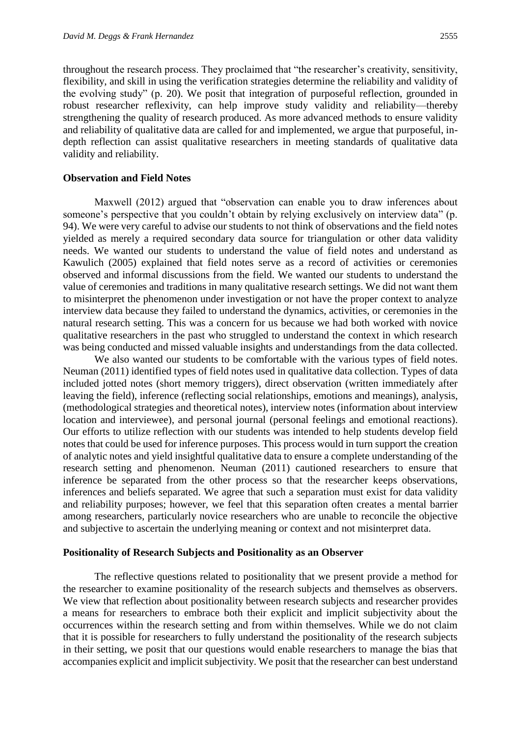throughout the research process. They proclaimed that "the researcher's creativity, sensitivity, flexibility, and skill in using the verification strategies determine the reliability and validity of the evolving study" (p. 20). We posit that integration of purposeful reflection, grounded in robust researcher reflexivity, can help improve study validity and reliability—thereby strengthening the quality of research produced. As more advanced methods to ensure validity and reliability of qualitative data are called for and implemented, we argue that purposeful, in-depth reflection can assist qualitative researchers in meeting standards of qualitative data validity and reliability.

### Observation and Field Notes

Maxwell (2012) argued that "observation can enable you to draw inferences about someone's perspective that you couldn't obtain by relying exclusively on interview data" (p. 94). We were very careful to advise our students to not think of observations and the field notes yielded as merely a required secondary data source for triangulation or other data validity needs. We wanted our students to understand the value of field notes and understand as Kawulich (2005) explained that field notes serve as a record of activities or ceremonies observed and informal discussions from the field. We wanted our students to understand the value of ceremonies and traditions in many qualitative research settings. We did not want them to misinterpret the phenomenon under investigation or not have the proper context to analyze interview data because they failed to understand the dynamics, activities, or ceremonies in the natural research setting. This was a concern for us because we had both worked with novice qualitative researchers in the past who struggled to understand the context in which research was being conducted and missed valuable insights and understandings from the data collected.

We also wanted our students to be comfortable with the various types of field notes. Neuman (2011) identified types of field notes used in qualitative data collection. Types of data included jotted notes (short memory triggers), direct observation (written immediately after leaving the field), inference (reflecting social relationships, emotions and meanings), analysis, (methodological strategies and theoretical notes), interview notes (information about interview location and interviewee), and personal journal (personal feelings and emotional reactions). Our efforts to utilize reflection with our students was intended to help students develop field notes that could be used for inference purposes. This process would in turn support the creation of analytic notes and yield insightful qualitative data to ensure a complete understanding of the research setting and phenomenon. Neuman (2011) cautioned researchers to ensure that inference be separated from the other process so that the researcher keeps observations, inferences and beliefs separated. We agree that such a separation must exist for data validity and reliability purposes; however, we feel that this separation often creates a mental barrier among researchers, particularly novice researchers who are unable to reconcile the objective and subjective to ascertain the underlying meaning or context and not misinterpret data.

### Positionality of Research Subjects and Positionality as an Observer

The reflective questions related to positionality that we present provide a method for the researcher to examine positionality of the research subjects and themselves as observers. We view that reflection about positionality between research subjects and researcher provides a means for researchers to embrace both their explicit and implicit subjectivity about the occurrences within the research setting and from within themselves. While we do not claim that it is possible for researchers to fully understand the positionality of the research subjects in their setting, we posit that our questions would enable researchers to manage the bias that accompanies explicit and implicit subjectivity. We posit that the researcher can best understand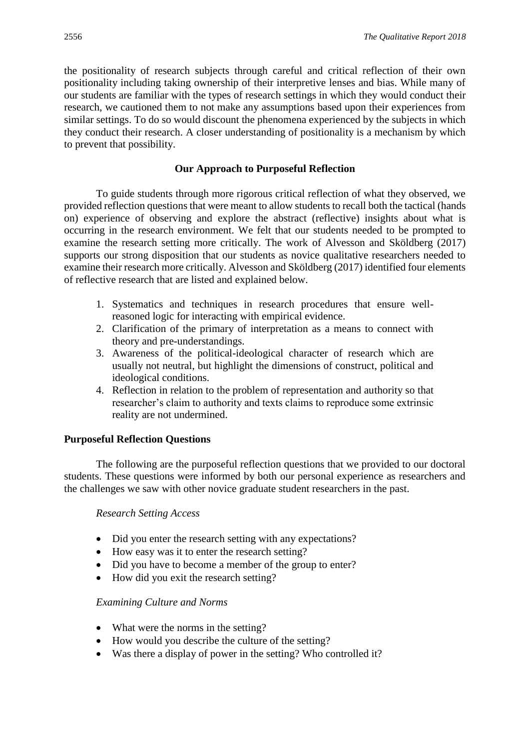the positionality of research subjects through careful and critical reflection of their own positionality including taking ownership of their interpretive lenses and bias. While many of our students are familiar with the types of research settings in which they would conduct their research, we cautioned them to not make any assumptions based upon their experiences from similar settings. To do so would discount the phenomena experienced by the subjects in which they conduct their research. A closer understanding of positionality is a mechanism by which to prevent that possibility.

## Our Approach to Purposeful Reflection

To guide students through more rigorous critical reflection of what they observed, we provided reflection questions that were meant to allow students to recall both the tactical (hands on) experience of observing and explore the abstract (reflective) insights about what is occurring in the research environment. We felt that our students needed to be prompted to examine the research setting more critically. The work of Alvesson and Sköldberg (2017) supports our strong disposition that our students as novice qualitative researchers needed to examine their research more critically. Alvesson and Sköldberg (2017) identified four elements of reflective research that are listed and explained below.

1. Systematics and techniques in research procedures that ensure well-reasoned logic for interacting with empirical evidence.
2. Clarification of the primary of interpretation as a means to connect with theory and pre-understandings.
3. Awareness of the political-ideological character of research which are usually not neutral, but highlight the dimensions of construct, political and ideological conditions.
4. Reflection in relation to the problem of representation and authority so that researcher's claim to authority and texts claims to reproduce some extrinsic reality are not undermined.

### Purposeful Reflection Questions

The following are the purposeful reflection questions that we provided to our doctoral students. These questions were informed by both our personal experience as researchers and the challenges we saw with other novice graduate student researchers in the past.

*Research Setting Access*

- Did you enter the research setting with any expectations?
- How easy was it to enter the research setting?
- Did you have to become a member of the group to enter?
- How did you exit the research setting?

*Examining Culture and Norms*

- What were the norms in the setting?
- How would you describe the culture of the setting?
- Was there a display of power in the setting? Who controlled it?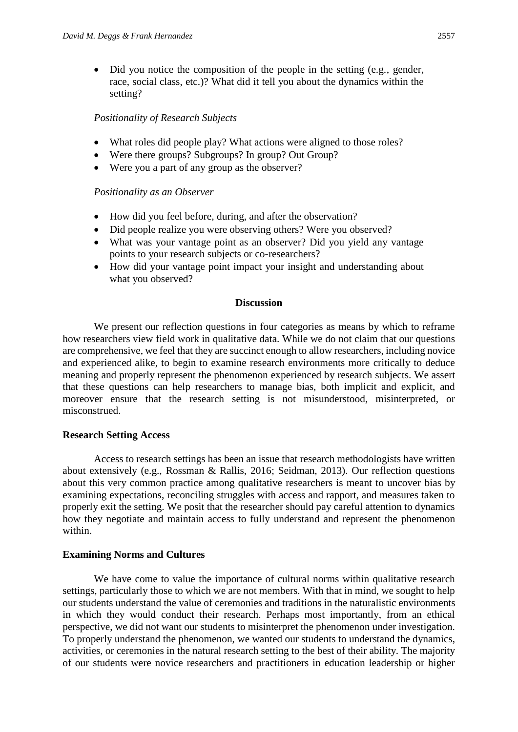- Did you notice the composition of the people in the setting (e.g., gender, race, social class, etc.)? What did it tell you about the dynamics within the setting?

*Positionality of Research Subjects*

- What roles did people play? What actions were aligned to those roles?
- Were there groups? Subgroups? In group? Out Group?
- Were you a part of any group as the observer?

*Positionality as an Observer*

- How did you feel before, during, and after the observation?
- Did people realize you were observing others? Were you observed?
- What was your vantage point as an observer? Did you yield any vantage points to your research subjects or co-researchers?
- How did your vantage point impact your insight and understanding about what you observed?

## Discussion

We present our reflection questions in four categories as means by which to reframe how researchers view field work in qualitative data. While we do not claim that our questions are comprehensive, we feel that they are succinct enough to allow researchers, including novice and experienced alike, to begin to examine research environments more critically to deduce meaning and properly represent the phenomenon experienced by research subjects. We assert that these questions can help researchers to manage bias, both implicit and explicit, and moreover ensure that the research setting is not misunderstood, misinterpreted, or misconstrued.

### Research Setting Access

Access to research settings has been an issue that research methodologists have written about extensively (e.g., Rossman & Rallis, 2016; Seidman, 2013). Our reflection questions about this very common practice among qualitative researchers is meant to uncover bias by examining expectations, reconciling struggles with access and rapport, and measures taken to properly exit the setting. We posit that the researcher should pay careful attention to dynamics how they negotiate and maintain access to fully understand and represent the phenomenon within.

### Examining Norms and Cultures

We have come to value the importance of cultural norms within qualitative research settings, particularly those to which we are not members. With that in mind, we sought to help our students understand the value of ceremonies and traditions in the naturalistic environments in which they would conduct their research. Perhaps most importantly, from an ethical perspective, we did not want our students to misinterpret the phenomenon under investigation. To properly understand the phenomenon, we wanted our students to understand the dynamics, activities, or ceremonies in the natural research setting to the best of their ability. The majority of our students were novice researchers and practitioners in education leadership or higher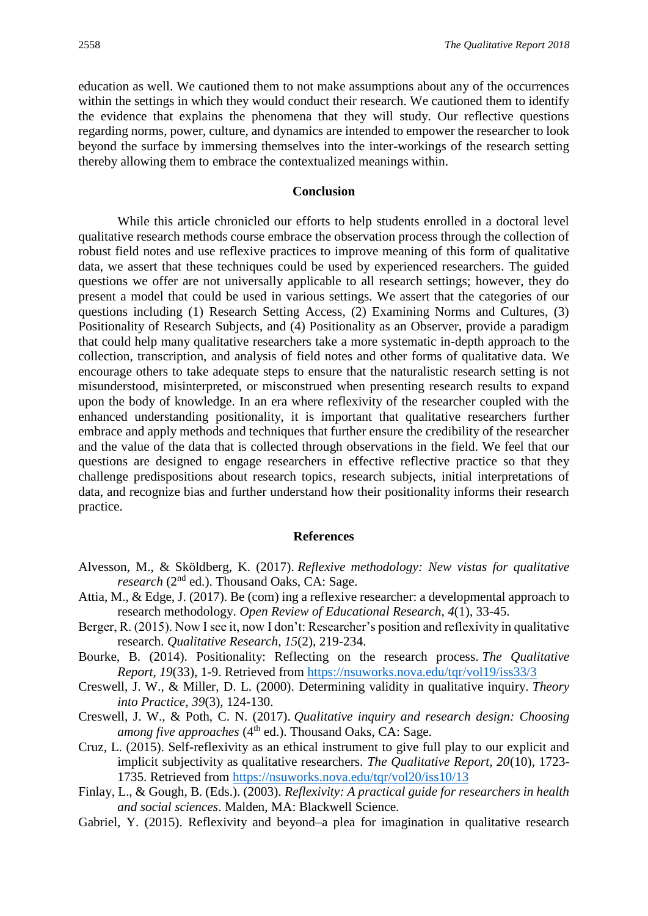education as well. We cautioned them to not make assumptions about any of the occurrences within the settings in which they would conduct their research. We cautioned them to identify the evidence that explains the phenomena that they will study. Our reflective questions regarding norms, power, culture, and dynamics are intended to empower the researcher to look beyond the surface by immersing themselves into the inter-workings of the research setting thereby allowing them to embrace the contextualized meanings within.

## Conclusion

While this article chronicled our efforts to help students enrolled in a doctoral level qualitative research methods course embrace the observation process through the collection of robust field notes and use reflexive practices to improve meaning of this form of qualitative data, we assert that these techniques could be used by experienced researchers. The guided questions we offer are not universally applicable to all research settings; however, they do present a model that could be used in various settings. We assert that the categories of our questions including (1) Research Setting Access, (2) Examining Norms and Cultures, (3) Positionality of Research Subjects, and (4) Positionality as an Observer, provide a paradigm that could help many qualitative researchers take a more systematic in-depth approach to the collection, transcription, and analysis of field notes and other forms of qualitative data. We encourage others to take adequate steps to ensure that the naturalistic research setting is not misunderstood, misinterpreted, or misconstrued when presenting research results to expand upon the body of knowledge. In an era where reflexivity of the researcher coupled with the enhanced understanding positionality, it is important that qualitative researchers further embrace and apply methods and techniques that further ensure the credibility of the researcher and the value of the data that is collected through observations in the field. We feel that our questions are designed to engage researchers in effective reflective practice so that they challenge predispositions about research topics, research subjects, initial interpretations of data, and recognize bias and further understand how their positionality informs their research practice.

## References

Alvesson, M., & Sköldberg, K. (2017). *Reflexive methodology: New vistas for qualitative research* (2nd ed.). Thousand Oaks, CA: Sage.

Attia, M., & Edge, J. (2017). Be (com) ing a reflexive researcher: a developmental approach to research methodology. *Open Review of Educational Research*, *4*(1), 33-45.

Berger, R. (2015). Now I see it, now I don't: Researcher's position and reflexivity in qualitative research. *Qualitative Research*, *15*(2), 219-234.

Bourke, B. (2014). Positionality: Reflecting on the research process. *The Qualitative Report*, *19*(33), 1-9. Retrieved from https://nsuworks.nova.edu/tqr/vol19/iss33/3

Creswell, J. W., & Miller, D. L. (2000). Determining validity in qualitative inquiry. *Theory into Practice*, *39*(3), 124-130.

Creswell, J. W., & Poth, C. N. (2017). *Qualitative inquiry and research design: Choosing among five approaches* (4th ed.). Thousand Oaks, CA: Sage.

Cruz, L. (2015). Self-reflexivity as an ethical instrument to give full play to our explicit and implicit subjectivity as qualitative researchers. *The Qualitative Report, 20*(10), 1723-1735. Retrieved from https://nsuworks.nova.edu/tqr/vol20/iss10/13

Finlay, L., & Gough, B. (Eds.). (2003). *Reflexivity: A practical guide for researchers in health and social sciences*. Malden, MA: Blackwell Science.

Gabriel, Y. (2015). Reflexivity and beyond–a plea for imagination in qualitative research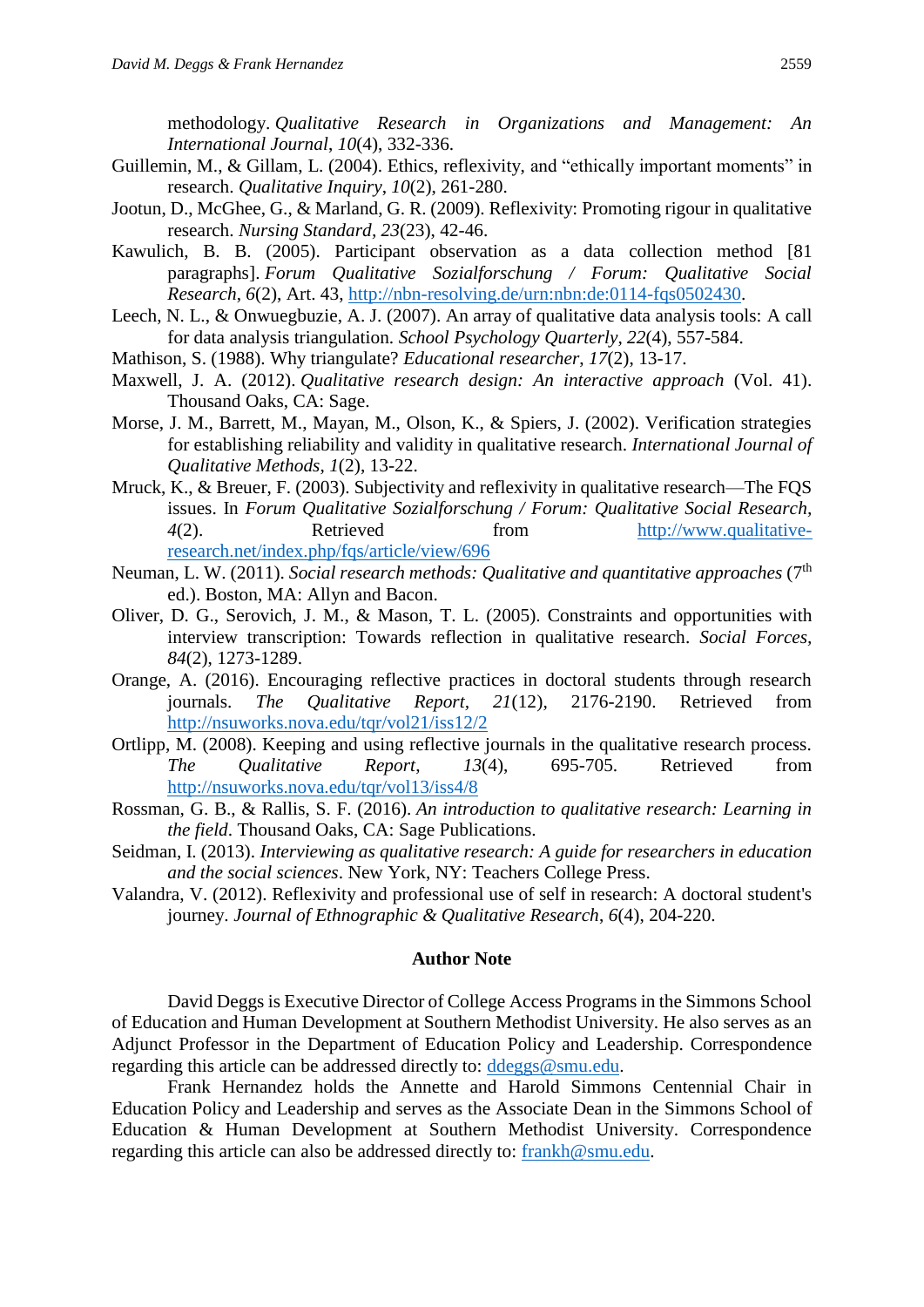methodology. *Qualitative Research in Organizations and Management: An International Journal*, *10*(4), 332-336.

Guillemin, M., & Gillam, L. (2004). Ethics, reflexivity, and "ethically important moments" in research. *Qualitative Inquiry*, *10*(2), 261-280.

Jootun, D., McGhee, G., & Marland, G. R. (2009). Reflexivity: Promoting rigour in qualitative research. *Nursing Standard*, *23*(23), 42-46.

Kawulich, B. B. (2005). Participant observation as a data collection method [81 paragraphs]. *Forum Qualitative Sozialforschung / Forum: Qualitative Social Research*, *6*(2), Art. 43, http://nbn-resolving.de/urn:nbn:de:0114-fqs0502430.

Leech, N. L., & Onwuegbuzie, A. J. (2007). An array of qualitative data analysis tools: A call for data analysis triangulation. *School Psychology Quarterly*, *22*(4), 557-584.

Mathison, S. (1988). Why triangulate? *Educational researcher*, *17*(2), 13-17.

Maxwell, J. A. (2012). *Qualitative research design: An interactive approach* (Vol. 41). Thousand Oaks, CA: Sage.

Morse, J. M., Barrett, M., Mayan, M., Olson, K., & Spiers, J. (2002). Verification strategies for establishing reliability and validity in qualitative research. *International Journal of Qualitative Methods*, *1*(2), 13-22.

Mruck, K., & Breuer, F. (2003). Subjectivity and reflexivity in qualitative research—The FQS issues. In *Forum Qualitative Sozialforschung / Forum: Qualitative Social Research*, *4*(2). Retrieved from http://www.qualitative-research.net/index.php/fqs/article/view/696

Neuman, L. W. (2011). *Social research methods: Qualitative and quantitative approaches* (7th ed.). Boston, MA: Allyn and Bacon.

Oliver, D. G., Serovich, J. M., & Mason, T. L. (2005). Constraints and opportunities with interview transcription: Towards reflection in qualitative research. *Social Forces*, *84*(2), 1273-1289.

Orange, A. (2016). Encouraging reflective practices in doctoral students through research journals. *The Qualitative Report*, *21*(12), 2176-2190. Retrieved from http://nsuworks.nova.edu/tqr/vol21/iss12/2

Ortlipp, M. (2008). Keeping and using reflective journals in the qualitative research process. *The Qualitative Report*, *13*(4), 695-705. Retrieved from http://nsuworks.nova.edu/tqr/vol13/iss4/8

Rossman, G. B., & Rallis, S. F. (2016). *An introduction to qualitative research: Learning in the field*. Thousand Oaks, CA: Sage Publications.

Seidman, I. (2013). *Interviewing as qualitative research: A guide for researchers in education and the social sciences*. New York, NY: Teachers College Press.

Valandra, V. (2012). Reflexivity and professional use of self in research: A doctoral student's journey. *Journal of Ethnographic & Qualitative Research*, *6*(4), 204-220.

## Author Note

David Deggs is Executive Director of College Access Programs in the Simmons School of Education and Human Development at Southern Methodist University. He also serves as an Adjunct Professor in the Department of Education Policy and Leadership. Correspondence regarding this article can be addressed directly to: ddeggs@smu.edu.

Frank Hernandez holds the Annette and Harold Simmons Centennial Chair in Education Policy and Leadership and serves as the Associate Dean in the Simmons School of Education & Human Development at Southern Methodist University. Correspondence regarding this article can also be addressed directly to: frankh@smu.edu.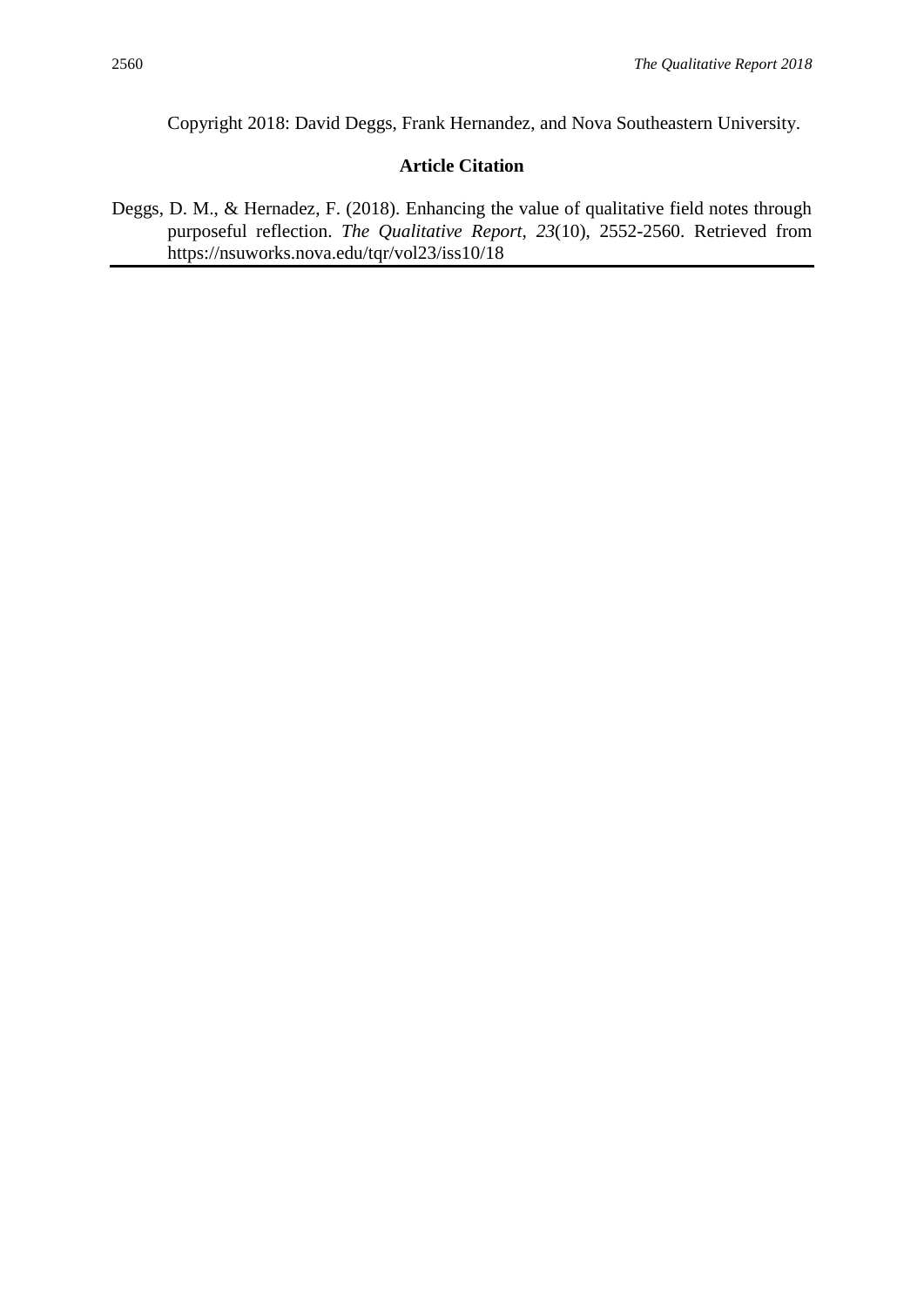Copyright 2018: David Deggs, Frank Hernandez, and Nova Southeastern University.

## Article Citation

Deggs, D. M., & Hernadez, F. (2018). Enhancing the value of qualitative field notes through purposeful reflection. *The Qualitative Report, 23*(10), 2552-2560. Retrieved from https://nsuworks.nova.edu/tqr/vol23/iss10/18